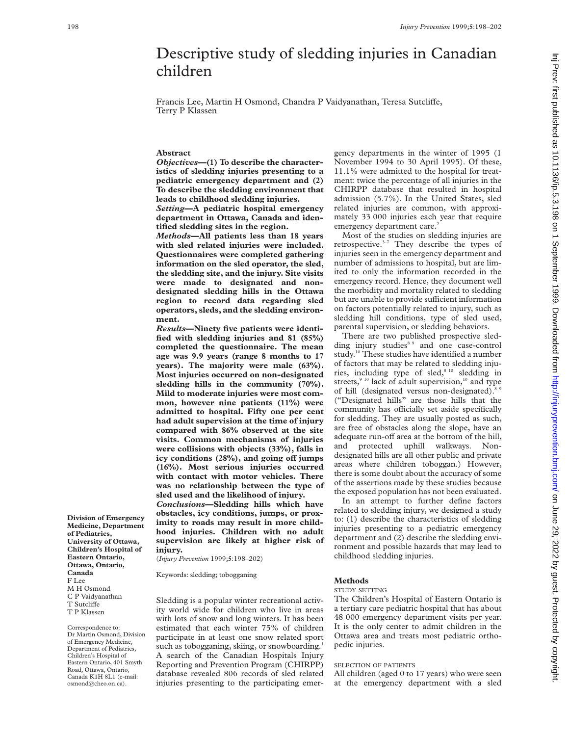# Descriptive study of sledding injuries in Canadian children

Francis Lee, Martin H Osmond, Chandra P Vaidyanathan, Teresa Sutcliffe, Terry P Klassen

## Abstract

***Objectives*—(1) To describe the characteristics of sledding injuries presenting to a pediatric emergency department and (2) To describe the sledding environment that leads to childhood sledding injuries.**

***Setting*—A pediatric hospital emergency department in Ottawa, Canada and identified sledding sites in the region.**

***Methods*—All patients less than 18 years with sled related injuries were included. Questionnaires were completed gathering information on the sled operator, the sled, the sledding site, and the injury. Site visits were made to designated and non-designated sledding hills in the Ottawa region to record data regarding sled operators, sleds, and the sledding environment.**

***Results*—Ninety five patients were identified with sledding injuries and 81 (85%) completed the questionnaire. The mean age was 9.9 years (range 8 months to 17 years). The majority were male (63%). Most injuries occurred on non-designated sledding hills in the community (70%). Mild to moderate injuries were most common, however nine patients (11%) were admitted to hospital. Fifty one per cent had adult supervision at the time of injury compared with 86% observed at the site visits. Common mechanisms of injuries were collisions with objects (33%), falls in icy conditions (28%), and going off jumps (16%). Most serious injuries occurred with contact with motor vehicles. There was no relationship between the type of sled used and the likelihood of injury.**

***Conclusions*—Sledding hills which have obstacles, icy conditions, jumps, or proximity to roads may result in more childhood injuries. Children with no adult supervision are likely at higher risk of injury.**

(*Injury Prevention* 1999;**5**:198–202)

Keywords: sledding; tobogganing

**Division of Emergency Medicine, Department of Pediatrics, University of Ottawa, Children's Hospital of Eastern Ontario, Ottawa, Ontario, Canada**
F Lee
M H Osmond
C P Vaidyanathan
T Sutcliffe
T P Klassen

Correspondence to: Dr Martin Osmond, Division of Emergency Medicine, Department of Pediatrics, Children's Hospital of Eastern Ontario, 401 Smyth Road, Ottawa, Ontario, Canada K1H 8L1 (e-mail: osmond@cheo.on.ca).

Sledding is a popular winter recreational activity world wide for children who live in areas with lots of snow and long winters. It has been estimated that each winter 75% of children participate in at least one snow related sport such as tobogganing, skiing, or snowboarding.[1] A search of the Canadian Hospitals Injury Reporting and Prevention Program (CHIRPP) database revealed 806 records of sled related injuries presenting to the participating emergency departments in the winter of 1995 (1 November 1994 to 30 April 1995). Of these, 11.1% were admitted to the hospital for treatment: twice the percentage of all injuries in the CHIRPP database that resulted in hospital admission (5.7%). In the United States, sled related injuries are common, with approximately 33 000 injuries each year that require emergency department care.[2]

Most of the studies on sledding injuries are retrospective.[3–7] They describe the types of injuries seen in the emergency department and number of admissions to hospital, but are limited to only the information recorded in the emergency record. Hence, they document well the morbidity and mortality related to sledding but are unable to provide sufficient information on factors potentially related to injury, such as sledding hill conditions, type of sled used, parental supervision, or sledding behaviors.

There are two published prospective sledding injury studies[8 9] and one case-control study.[10] These studies have identified a number of factors that may be related to sledding injuries, including type of sled,[8 10] sledding in streets,[9 10] lack of adult supervision,[10] and type of hill (designated versus non-designated).[8 9] ("Designated hills" are those hills that the community has officially set aside specifically for sledding. They are usually posted as such, are free of obstacles along the slope, have an adequate run-off area at the bottom of the hill, and protected uphill walkways. Non-designated hills are all other public and private areas where children toboggan.) However, there is some doubt about the accuracy of some of the assertions made by these studies because the exposed population has not been evaluated.

In an attempt to further define factors related to sledding injury, we designed a study to: (1) describe the characteristics of sledding injuries presenting to a pediatric emergency department and (2) describe the sledding environment and possible hazards that may lead to childhood sledding injuries.

## Methods

### STUDY SETTING

The Children's Hospital of Eastern Ontario is a tertiary care pediatric hospital that has about 48 000 emergency department visits per year. It is the only center to admit children in the Ottawa area and treats most pediatric orthopedic injuries.

### SELECTION OF PATIENTS

All children (aged 0 to 17 years) who were seen at the emergency department with a sled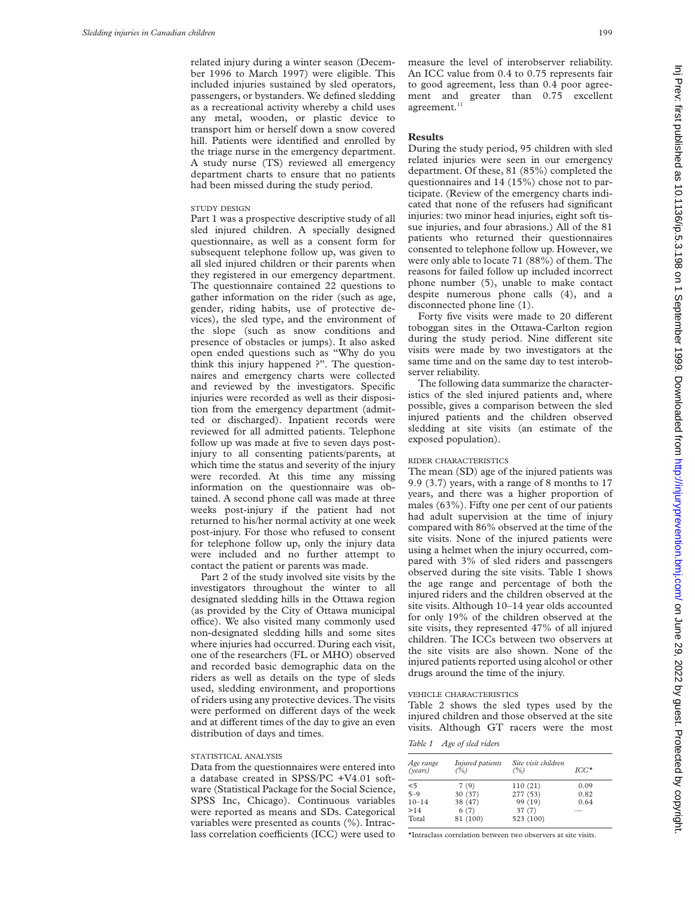related injury during a winter season (December 1996 to March 1997) were eligible. This included injuries sustained by sled operators, passengers, or bystanders. We defined sledding as a recreational activity whereby a child uses any metal, wooden, or plastic device to transport him or herself down a snow covered hill. Patients were identified and enrolled by the triage nurse in the emergency department. A study nurse (TS) reviewed all emergency department charts to ensure that no patients had been missed during the study period.

### STUDY DESIGN

Part 1 was a prospective descriptive study of all sled injured children. A specially designed questionnaire, as well as a consent form for subsequent telephone follow up, was given to all sled injured children or their parents when they registered in our emergency department. The questionnaire contained 22 questions to gather information on the rider (such as age, gender, riding habits, use of protective devices), the sled type, and the environment of the slope (such as snow conditions and presence of obstacles or jumps). It also asked open ended questions such as "Why do you think this injury happened ?". The questionnaires and emergency charts were collected and reviewed by the investigators. Specific injuries were recorded as well as their disposition from the emergency department (admitted or discharged). Inpatient records were reviewed for all admitted patients. Telephone follow up was made at five to seven days post-injury to all consenting patients/parents, at which time the status and severity of the injury were recorded. At this time any missing information on the questionnaire was obtained. A second phone call was made at three weeks post-injury if the patient had not returned to his/her normal activity at one week post-injury. For those who refused to consent for telephone follow up, only the injury data were included and no further attempt to contact the patient or parents was made.

Part 2 of the study involved site visits by the investigators throughout the winter to all designated sledding hills in the Ottawa region (as provided by the City of Ottawa municipal office). We also visited many commonly used non-designated sledding hills and some sites where injuries had occurred. During each visit, one of the researchers (FL or MHO) observed and recorded basic demographic data on the riders as well as details on the type of sleds used, sledding environment, and proportions of riders using any protective devices. The visits were performed on different days of the week and at different times of the day to give an even distribution of days and times.

### STATISTICAL ANALYSIS

Data from the questionnaires were entered into a database created in SPSS/PC +V4.01 software (Statistical Package for the Social Science, SPSS Inc, Chicago). Continuous variables were reported as means and SDs. Categorical variables were presented as counts (%). Intraclass correlation coefficients (ICC) were used to measure the level of interobserver reliability. An ICC value from 0.4 to 0.75 represents fair to good agreement, less than 0.4 poor agreement and greater than 0.75 excellent agreement.[11]

## Results

During the study period, 95 children with sled related injuries were seen in our emergency department. Of these, 81 (85%) completed the questionnaires and 14 (15%) chose not to participate. (Review of the emergency charts indicated that none of the refusers had significant injuries: two minor head injuries, eight soft tissue injuries, and four abrasions.) All of the 81 patients who returned their questionnaires consented to telephone follow up. However, we were only able to locate 71 (88%) of them. The reasons for failed follow up included incorrect phone number (5), unable to make contact despite numerous phone calls (4), and a disconnected phone line (1).

Forty five visits were made to 20 different toboggan sites in the Ottawa-Carlton region during the study period. Nine different site visits were made by two investigators at the same time and on the same day to test interobserver reliability.

The following data summarize the characteristics of the sled injured patients and, where possible, gives a comparison between the sled injured patients and the children observed sledding at site visits (an estimate of the exposed population).

### RIDER CHARACTERISTICS

The mean (SD) age of the injured patients was 9.9 (3.7) years, with a range of 8 months to 17 years, and there was a higher proportion of males (63%). Fifty one per cent of our patients had adult supervision at the time of injury compared with 86% observed at the time of the site visits. None of the injured patients were using a helmet when the injury occurred, compared with 3% of sled riders and passengers observed during the site visits. Table 1 shows the age range and percentage of both the injured riders and the children observed at the site visits. Although 10–14 year olds accounted for only 19% of the children observed at the site visits, they represented 47% of all injured children. The ICCs between two observers at the site visits are also shown. None of the injured patients reported using alcohol or other drugs around the time of the injury.

### VEHICLE CHARACTERISTICS

Table 2 shows the sled types used by the injured children and those observed at the site visits. Although GT racers were the most

*Table 1 Age of sled riders*

| Age range (years) | Injured patients (%) | Site visit children (%) | ICC* |
|---|---|---|---|
| <5 | 7 (9) | 110 (21) | 0.09 |
| 5–9 | 30 (37) | 277 (53) | 0.82 |
| 10–14 | 38 (47) | 99 (19) | 0.64 |
| >14 | 6 (7) | 37 (7) | — |
| Total | 81 (100) | 523 (100) | |

*Intraclass correlation between two observers at site visits.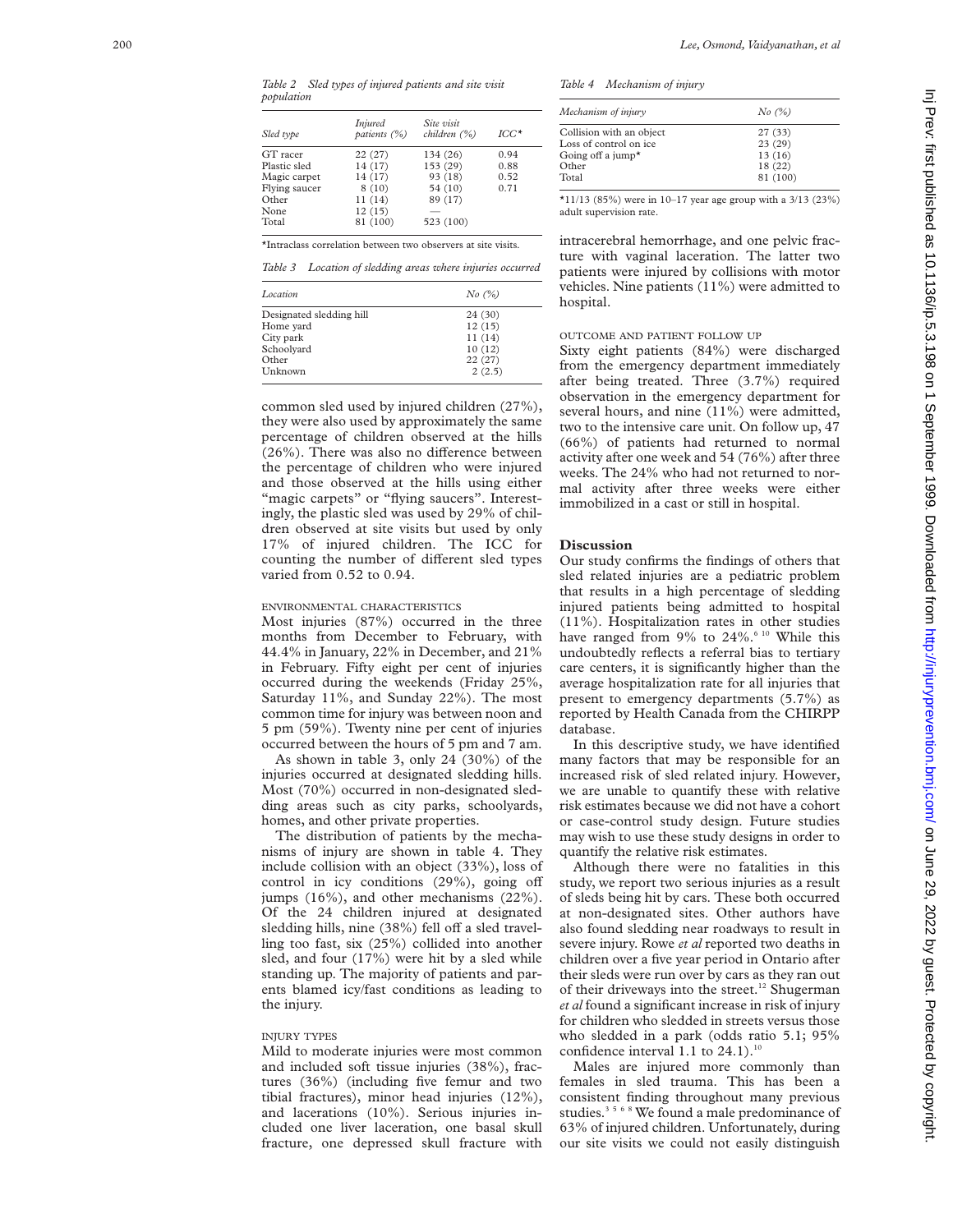*Table 2 Sled types of injured patients and site visit population*

| Sled type | Injured patients (%) | Site visit children (%) | ICC* |
|---|---|---|---|
| GT racer | 22 (27) | 134 (26) | 0.94 |
| Plastic sled | 14 (17) | 153 (29) | 0.88 |
| Magic carpet | 14 (17) | 93 (18) | 0.52 |
| Flying saucer | 8 (10) | 54 (10) | 0.71 |
| Other | 11 (14) | 89 (17) | |
| None | 12 (15) | — | |
| Total | 81 (100) | 523 (100) | |

*Intraclass correlation between two observers at site visits.

*Table 3 Location of sledding areas where injuries occurred*

| Location | No (%) |
|---|---|
| Designated sledding hill | 24 (30) |
| Home yard | 12 (15) |
| City park | 11 (14) |
| Schoolyard | 10 (12) |
| Other | 22 (27) |
| Unknown | 2 (2.5) |

common sled used by injured children (27%), they were also used by approximately the same percentage of children observed at the hills (26%). There was also no difference between the percentage of children who were injured and those observed at the hills using either "magic carpets" or "flying saucers". Interestingly, the plastic sled was used by 29% of children observed at site visits but used by only 17% of injured children. The ICC for counting the number of different sled types varied from 0.52 to 0.94.

### ENVIRONMENTAL CHARACTERISTICS

Most injuries (87%) occurred in the three months from December to February, with 44.4% in January, 22% in December, and 21% in February. Fifty eight per cent of injuries occurred during the weekends (Friday 25%, Saturday 11%, and Sunday 22%). The most common time for injury was between noon and 5 pm (59%). Twenty nine per cent of injuries occurred between the hours of 5 pm and 7 am.

As shown in table 3, only 24 (30%) of the injuries occurred at designated sledding hills. Most (70%) occurred in non-designated sledding areas such as city parks, schoolyards, homes, and other private properties.

The distribution of patients by the mechanisms of injury are shown in table 4. They include collision with an object (33%), loss of control in icy conditions (29%), going off jumps (16%), and other mechanisms (22%). Of the 24 children injured at designated sledding hills, nine (38%) fell off a sled travelling too fast, six (25%) collided into another sled, and four (17%) were hit by a sled while standing up. The majority of patients and parents blamed icy/fast conditions as leading to the injury.

### INJURY TYPES

Mild to moderate injuries were most common and included soft tissue injuries (38%), fractures (36%) (including five femur and two tibial fractures), minor head injuries (12%), and lacerations (10%). Serious injuries included one liver laceration, one basal skull fracture, one depressed skull fracture with intracerebral hemorrhage, and one pelvic fracture with vaginal laceration. The latter two patients were injured by collisions with motor vehicles. Nine patients (11%) were admitted to hospital.

*Table 4 Mechanism of injury*

| Mechanism of injury | No (%) |
|---|---|
| Collision with an object | 27 (33) |
| Loss of control on ice | 23 (29) |
| Going off a jump* | 13 (16) |
| Other | 18 (22) |
| Total | 81 (100) |

*11/13 (85%) were in 10–17 year age group with a 3/13 (23%) adult supervision rate.

### OUTCOME AND PATIENT FOLLOW UP

Sixty eight patients (84%) were discharged from the emergency department immediately after being treated. Three (3.7%) required observation in the emergency department for several hours, and nine (11%) were admitted, two to the intensive care unit. On follow up, 47 (66%) of patients had returned to normal activity after one week and 54 (76%) after three weeks. The 24% who had not returned to normal activity after three weeks were either immobilized in a cast or still in hospital.

## Discussion

Our study confirms the findings of others that sled related injuries are a pediatric problem that results in a high percentage of sledding injured patients being admitted to hospital (11%). Hospitalization rates in other studies have ranged from 9% to 24%.[6,10] While this undoubtedly reflects a referral bias to tertiary care centers, it is significantly higher than the average hospitalization rate for all injuries that present to emergency departments (5.7%) as reported by Health Canada from the CHIRPP database.

In this descriptive study, we have identified many factors that may be responsible for an increased risk of sled related injury. However, we are unable to quantify these with relative risk estimates because we did not have a cohort or case-control study design. Future studies may wish to use these study designs in order to quantify the relative risk estimates.

Although there were no fatalities in this study, we report two serious injuries as a result of sleds being hit by cars. These both occurred at non-designated sites. Other authors have also found sledding near roadways to result in severe injury. Rowe *et al* reported two deaths in children over a five year period in Ontario after their sleds were run over by cars as they ran out of their driveways into the street.[12] Shugerman *et al* found a significant increase in risk of injury for children who sledded in streets versus those who sledded in a park (odds ratio 5.1; 95% confidence interval 1.1 to 24.1).[10]

Males are injured more commonly than females in sled trauma. This has been a consistent finding throughout many previous studies.[3,5,6,8] We found a male predominance of 63% of injured children. Unfortunately, during our site visits we could not easily distinguish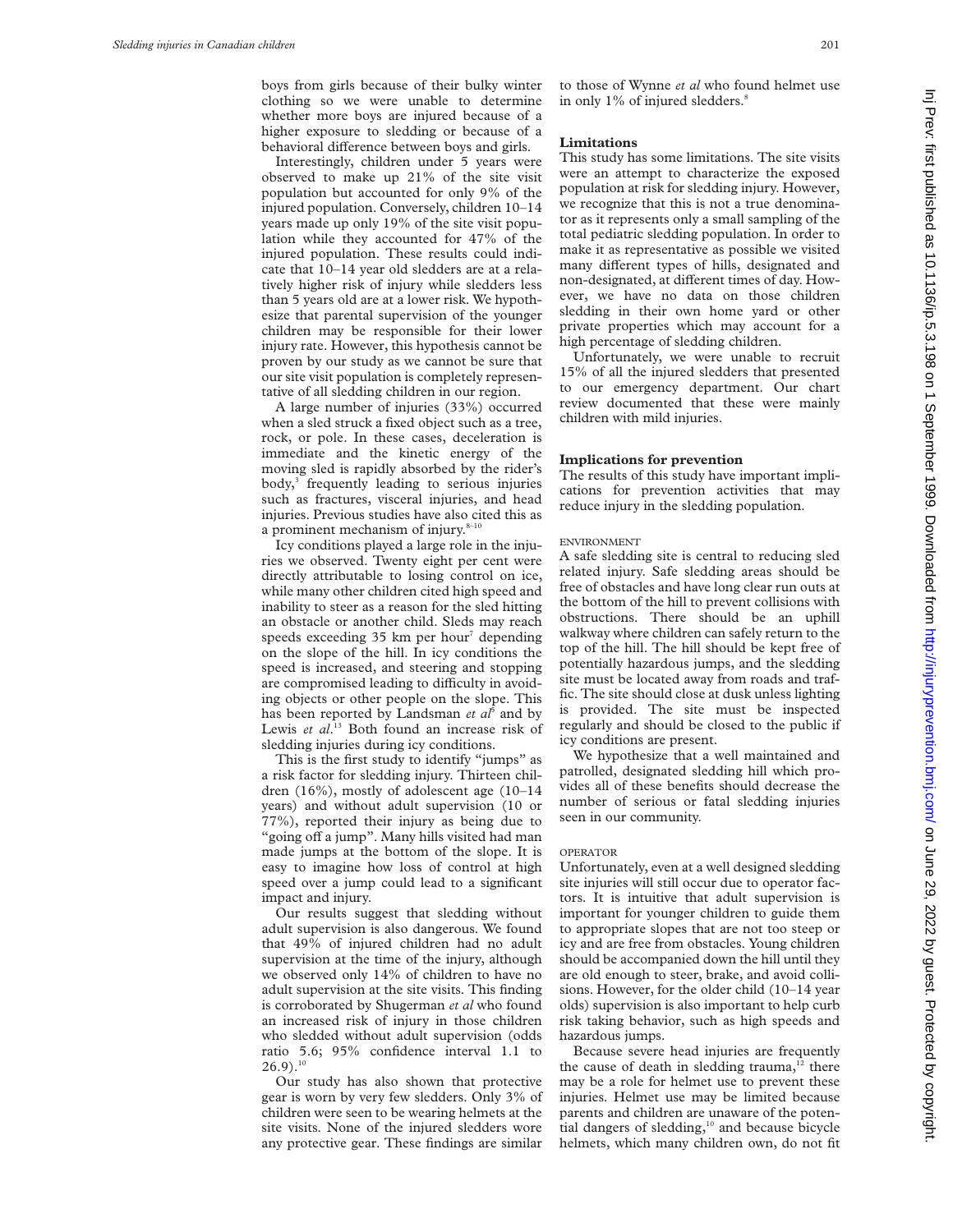boys from girls because of their bulky winter clothing so we were unable to determine whether more boys are injured because of a higher exposure to sledding or because of a behavioral difference between boys and girls.

Interestingly, children under 5 years were observed to make up 21% of the site visit population but accounted for only 9% of the injured population. Conversely, children 10–14 years made up only 19% of the site visit population while they accounted for 47% of the injured population. These results could indicate that 10–14 year old sledders are at a relatively higher risk of injury while sledders less than 5 years old are at a lower risk. We hypothesize that parental supervision of the younger children may be responsible for their lower injury rate. However, this hypothesis cannot be proven by our study as we cannot be sure that our site visit population is completely representative of all sledding children in our region.

A large number of injuries (33%) occurred when a sled struck a fixed object such as a tree, rock, or pole. In these cases, deceleration is immediate and the kinetic energy of the moving sled is rapidly absorbed by the rider's body,[3] frequently leading to serious injuries such as fractures, visceral injuries, and head injuries. Previous studies have also cited this as a prominent mechanism of injury.[8–10]

Icy conditions played a large role in the injuries we observed. Twenty eight per cent were directly attributable to losing control on ice, while many other children cited high speed and inability to steer as a reason for the sled hitting an obstacle or another child. Sleds may reach speeds exceeding 35 km per hour[7] depending on the slope of the hill. In icy conditions the speed is increased, and steering and stopping are compromised leading to difficulty in avoiding objects or other people on the slope. This has been reported by Landsman *et al*[5] and by Lewis *et al*.[13] Both found an increase risk of sledding injuries during icy conditions.

This is the first study to identify "jumps" as a risk factor for sledding injury. Thirteen children (16%), mostly of adolescent age (10–14 years) and without adult supervision (10 or 77%), reported their injury as being due to "going off a jump". Many hills visited had man made jumps at the bottom of the slope. It is easy to imagine how loss of control at high speed over a jump could lead to a significant impact and injury.

Our results suggest that sledding without adult supervision is also dangerous. We found that 49% of injured children had no adult supervision at the time of the injury, although we observed only 14% of children to have no adult supervision at the site visits. This finding is corroborated by Shugerman *et al* who found an increased risk of injury in those children who sledded without adult supervision (odds ratio 5.6; 95% confidence interval 1.1 to 26.9).[10]

Our study has also shown that protective gear is worn by very few sledders. Only 3% of children were seen to be wearing helmets at the site visits. None of the injured sledders wore any protective gear. These findings are similar to those of Wynne *et al* who found helmet use in only 1% of injured sledders.[8]

## Limitations

This study has some limitations. The site visits were an attempt to characterize the exposed population at risk for sledding injury. However, we recognize that this is not a true denominator as it represents only a small sampling of the total pediatric sledding population. In order to make it as representative as possible we visited many different types of hills, designated and non-designated, at different times of day. However, we have no data on those children sledding in their own home yard or other private properties which may account for a high percentage of sledding children.

Unfortunately, we were unable to recruit 15% of all the injured sledders that presented to our emergency department. Our chart review documented that these were mainly children with mild injuries.

## Implications for prevention

The results of this study have important implications for prevention activities that may reduce injury in the sledding population.

### ENVIRONMENT

A safe sledding site is central to reducing sled related injury. Safe sledding areas should be free of obstacles and have long clear run outs at the bottom of the hill to prevent collisions with obstructions. There should be an uphill walkway where children can safely return to the top of the hill. The hill should be kept free of potentially hazardous jumps, and the sledding site must be located away from roads and traffic. The site should close at dusk unless lighting is provided. The site must be inspected regularly and should be closed to the public if icy conditions are present.

We hypothesize that a well maintained and patrolled, designated sledding hill which provides all of these benefits should decrease the number of serious or fatal sledding injuries seen in our community.

### OPERATOR

Unfortunately, even at a well designed sledding site injuries will still occur due to operator factors. It is intuitive that adult supervision is important for younger children to guide them to appropriate slopes that are not too steep or icy and are free from obstacles. Young children should be accompanied down the hill until they are old enough to steer, brake, and avoid collisions. However, for the older child (10–14 year olds) supervision is also important to help curb risk taking behavior, such as high speeds and hazardous jumps.

Because severe head injuries are frequently the cause of death in sledding trauma,[12] there may be a role for helmet use to prevent these injuries. Helmet use may be limited because parents and children are unaware of the potential dangers of sledding,[10] and because bicycle helmets, which many children own, do not fit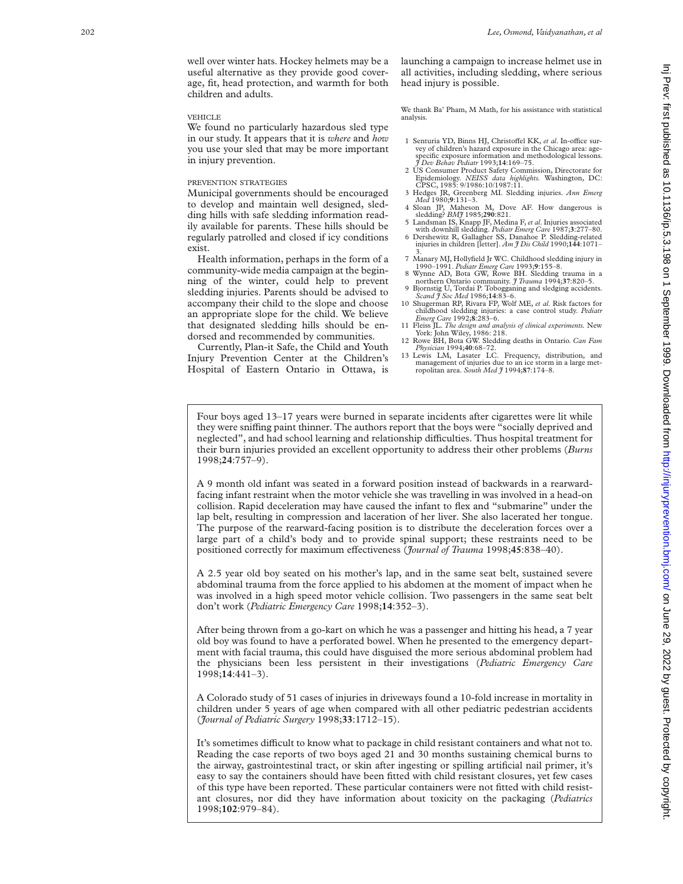well over winter hats. Hockey helmets may be a useful alternative as they provide good coverage, fit, head protection, and warmth for both children and adults.

### VEHICLE

We found no particularly hazardous sled type in our study. It appears that it is *where* and *how* you use your sled that may be more important in injury prevention.

### PREVENTION STRATEGIES

Municipal governments should be encouraged to develop and maintain well designed, sledding hills with safe sledding information readily available for parents. These hills should be regularly patrolled and closed if icy conditions exist.

Health information, perhaps in the form of a community-wide media campaign at the beginning of the winter, could help to prevent sledding injuries. Parents should be advised to accompany their child to the slope and choose an appropriate slope for the child. We believe that designated sledding hills should be endorsed and recommended by communities.

Currently, Plan-it Safe, the Child and Youth Injury Prevention Center at the Children's Hospital of Eastern Ontario in Ottawa, is launching a campaign to increase helmet use in all activities, including sledding, where serious head injury is possible.

We thank Ba' Pham, M Math, for his assistance with statistical analysis.

1. Senturia YD, Binns HJ, Christoffel KK, *et al*. In-office survey of children's hazard exposure in the Chicago area: age-specific exposure information and methodological lessons. *J Dev Behav Pediatr* 1993;**14**:169–75.
2. US Consumer Product Safety Commission, Directorate for Epidemiology. *NEISS data highlights.* Washington, DC: CPSC, 1985: 9/1986:10/1987:11.
3. Hedges JR, Greenberg MI. Sledding injuries. *Ann Emerg Med* 1980;**9**:131–3.
4. Sloan JP, Maheson M, Dove AF. How dangerous is sledding? *BMJ* 1985;**290**:821.
5. Landsman IS, Knapp JF, Medina F, *et al*. Injuries associated with downhill sledding. *Pediatr Emerg Care* 1987;**3**:277–80.
6. Dershewitz R, Gallagher SS, Danahoe P. Sledding-related injuries in children [letter]. *Am J Dis Child* 1990;**144**:1071–3.
7. Manary MJ, Hollyfield Jr WC. Childhood sledding injury in 1990–1991. *Pediatr Emerg Care* 1993;**9**:155–8.
8. Wynne AD, Bota GW, Rowe BH. Sledding trauma in a northern Ontario community. *J Trauma* 1994;**37**:820–5.
9. Bjornstig U, Tordai P. Tobogganing and sledging accidents. *Scand J Soc Med* 1986;**14**:83–6.
10. Shugerman RP, Rivara FP, Wolf ME, *et al*. Risk factors for childhood sledding injuries: a case control study. *Pediatr Emerg Care* 1992;**8**:283–6.
11. Fleiss JL. *The design and analysis of clinical experiments.* New York: John Wiley, 1986: 218.
12. Rowe BH, Bota GW. Sledding deaths in Ontario. *Can Fam Physician* 1994;**40**:68–72.
13. Lewis LM, Lasater LC. Frequency, distribution, and management of injuries due to an ice storm in a large metropolitan area. *South Med J* 1994;**87**:174–8.

---

Four boys aged 13–17 years were burned in separate incidents after cigarettes were lit while they were sniffing paint thinner. The authors report that the boys were "socially deprived and neglected", and had school learning and relationship difficulties. Thus hospital treatment for their burn injuries provided an excellent opportunity to address their other problems (*Burns* 1998;**24**:757–9).

A 9 month old infant was seated in a forward position instead of backwards in a rearward-facing infant restraint when the motor vehicle she was travelling in was involved in a head-on collision. Rapid deceleration may have caused the infant to flex and "submarine" under the lap belt, resulting in compression and laceration of her liver. She also lacerated her tongue. The purpose of the rearward-facing position is to distribute the deceleration forces over a large part of a child's body and to provide spinal support; these restraints need to be positioned correctly for maximum effectiveness (*Journal of Trauma* 1998;**45**:838–40).

A 2.5 year old boy seated on his mother's lap, and in the same seat belt, sustained severe abdominal trauma from the force applied to his abdomen at the moment of impact when he was involved in a high speed motor vehicle collision. Two passengers in the same seat belt don't work (*Pediatric Emergency Care* 1998;**14**:352–3).

After being thrown from a go-kart on which he was a passenger and hitting his head, a 7 year old boy was found to have a perforated bowel. When he presented to the emergency department with facial trauma, this could have disguised the more serious abdominal problem had the physicians been less persistent in their investigations (*Pediatric Emergency Care* 1998;**14**:441–3).

A Colorado study of 51 cases of injuries in driveways found a 10-fold increase in mortality in children under 5 years of age when compared with all other pediatric pedestrian accidents (*Journal of Pediatric Surgery* 1998;**33**:1712–15).

It's sometimes difficult to know what to package in child resistant containers and what not to. Reading the case reports of two boys aged 21 and 30 months sustaining chemical burns to the airway, gastrointestinal tract, or skin after ingesting or spilling artificial nail primer, it's easy to say the containers should have been fitted with child resistant closures, yet few cases of this type have been reported. These particular containers were not fitted with child resistant closures, nor did they have information about toxicity on the packaging (*Pediatrics* 1998;**102**:979–84).